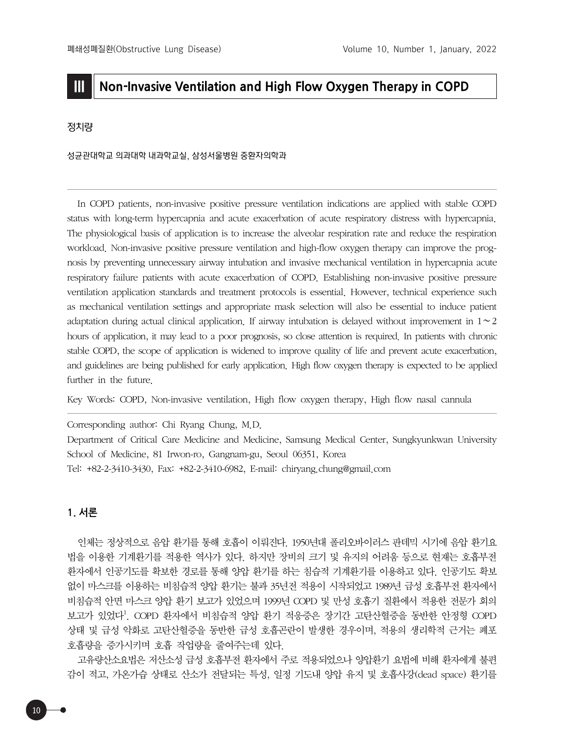# III Non-Invasive Ventilation and High Flow Oxygen Therapy in COPD

정치량

성균관대학교 의과대학 내과학교실, 삼성서울병원 중환자의학과

In COPD patients, non-invasive positive pressure ventilation indications are applied with stable COPD status with long-term hypercapnia and acute exacerbation of acute respiratory distress with hypercapnia. The physiological basis of application is to increase the alveolar respiration rate and reduce the respiration workload. Non-invasive positive pressure ventilation and high-flow oxygen therapy can improve the prognosis by preventing unnecessary airway intubation and invasive mechanical ventilation in hypercapnia acute respiratory failure patients with acute exacerbation of COPD. Establishing non-invasive positive pressure ventilation application standards and treatment protocols is essential. However, technical experience such as mechanical ventilation settings and appropriate mask selection will also be essential to induce patient adaptation during actual clinical application. If airway intubation is delayed without improvement in 1～2 hours of application, it may lead to a poor prognosis, so close attention is required. In patients with chronic stable COPD, the scope of application is widened to improve quality of life and prevent acute exacerbation, and guidelines are being published for early application. High flow oxygen therapy is expected to be applied further in the future.

Key Words: COPD, Non-invasive ventilation, High flow oxygen therapy, High flow nasal cannula

Corresponding author: Chi Ryang Chung, M.D.
Department of Critical Care Medicine and Medicine, Samsung Medical Center, Sungkyunkwan University School of Medicine, 81 Irwon-ro, Gangnam-gu, Seoul 06351, Korea
Tel: +82-2-3410-3430, Fax: +82-2-3410-6982, E-mail: chiryang.chung@gmail.com

## 1. 서론

인체는 정상적으로 음압 환기를 통해 호흡이 이뤄진다. 1950년대 폴리오바이러스 판데믹 시기에 음압 환기요법을 이용한 기계환기를 적용한 역사가 있다. 하지만 장비의 크기 및 유지의 어려움 등으로 현재는 호흡부전 환자에서 인공기도를 확보한 경로를 통해 양압 환기를 하는 침습적 기계환기를 이용하고 있다. 인공기도 확보 없이 마스크를 이용하는 비침습적 양압 환기는 불과 35년전 적용이 시작되었고 1989년 급성 호흡부전 환자에서 비침습적 안면 마스크 양압 환기 보고가 있었으며 1999년 COPD 및 만성 호흡기 질환에서 적용한 전문가 회의 보고가 있었다[1]. COPD 환자에서 비침습적 양압 환기 적응증은 장기간 고탄산혈증을 동반한 안정형 COPD 상태 및 급성 악화로 고탄산혈증을 동반한 급성 호흡곤란이 발생한 경우이며, 적용의 생리학적 근거는 폐포 호흡량을 증가시키며 호흡 작업량을 줄여주는데 있다.

고유량산소요법은 저산소성 급성 호흡부전 환자에서 주로 적용되었으나 양압환기 요법에 비해 환자에게 불편감이 적고, 가온가습 상태로 산소가 전달되는 특성, 일정 기도내 양압 유지 및 호흡사강(dead space) 환기를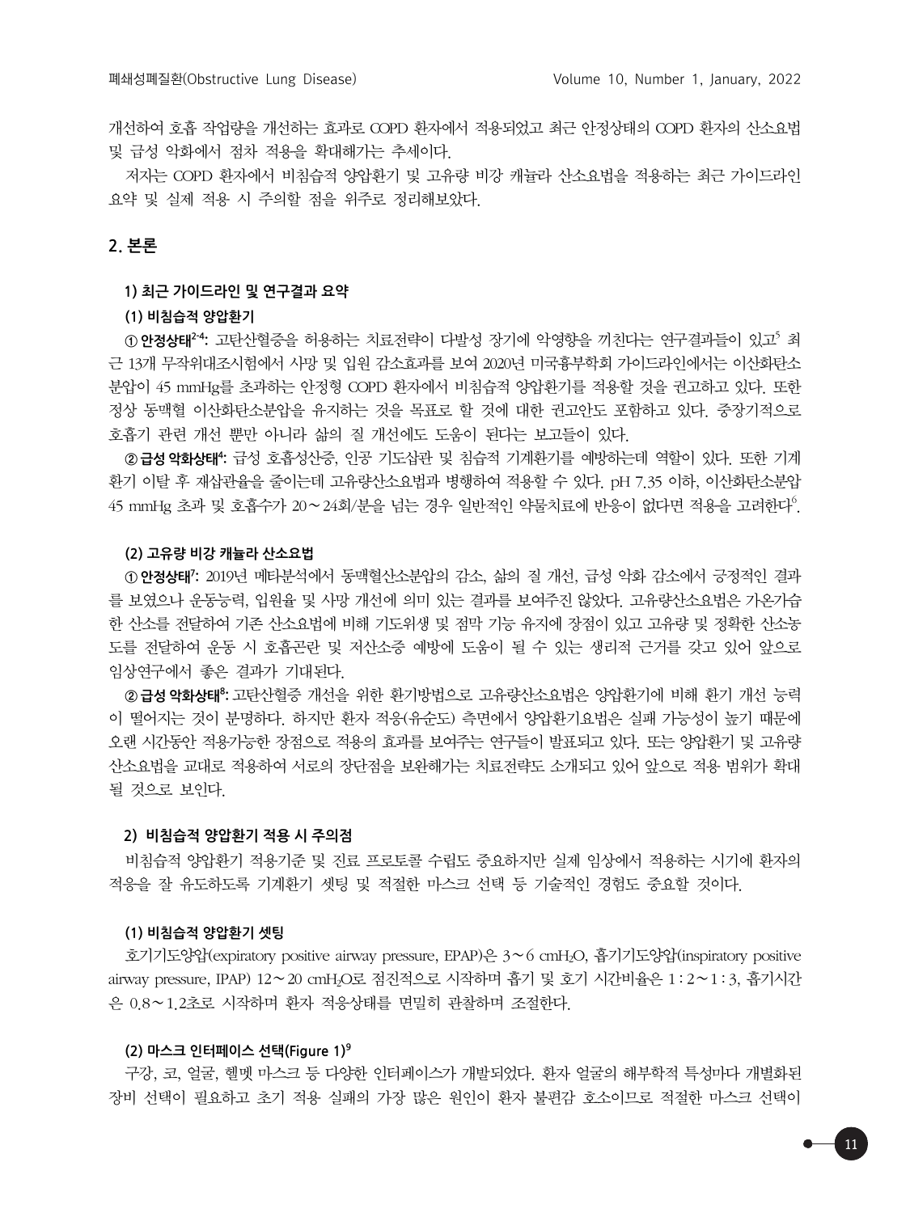개선하여 호흡 작업량을 개선하는 효과로 COPD 환자에서 적용되었고 최근 안정상태의 COPD 환자의 산소요법 및 급성 악화에서 점차 적용을 확대해가는 추세이다.

저자는 COPD 환자에서 비침습적 양압환기 및 고유량 비강 캐뉼라 산소요법을 적용하는 최근 가이드라인 요약 및 실제 적용 시 주의할 점을 위주로 정리해보았다.

## 2. 본론

### 1) 최근 가이드라인 및 연구결과 요약

#### (1) 비침습적 양압환기

**① 안정상태[2-4]:** 고탄산혈증을 허용하는 치료전략이 다발성 장기에 악영향을 끼친다는 연구결과들이 있고[5] 최근 13개 무작위대조시험에서 사망 및 입원 감소효과를 보여 2020년 미국흉부학회 가이드라인에서는 이산화탄소 분압이 45 mmHg를 초과하는 안정형 COPD 환자에서 비침습적 양압환기를 적용할 것을 권고하고 있다. 또한 정상 동맥혈 이산화탄소분압을 유지하는 것을 목표로 할 것에 대한 권고안도 포함하고 있다. 중장기적으로 호흡기 관련 개선 뿐만 아니라 삶의 질 개선에도 도움이 된다는 보고들이 있다.

**② 급성 악화상태[4]:** 급성 호흡성산증, 인공 기도삽관 및 침습적 기계환기를 예방하는데 역할이 있다. 또한 기계환기 이탈 후 재삽관율을 줄이는데 고유량산소요법과 병행하여 적용할 수 있다. pH 7.35 이하, 이산화탄소분압 45 mmHg 초과 및 호흡수가 20~24회/분을 넘는 경우 일반적인 약물치료에 반응이 없다면 적용을 고려한다[6].

#### (2) 고유량 비강 캐뉼라 산소요법

**① 안정상태[7]:** 2019년 메타분석에서 동맥혈산소분압의 감소, 삶의 질 개선, 급성 악화 감소에서 긍정적인 결과를 보였으나 운동능력, 입원율 및 사망 개선에 의미 있는 결과를 보여주진 않았다. 고유량산소요법은 가온가습한 산소를 전달하여 기존 산소요법에 비해 기도위생 및 점막 기능 유지에 장점이 있고 고유량 및 정확한 산소농도를 전달하여 운동 시 호흡곤란 및 저산소증 예방에 도움이 될 수 있는 생리적 근거를 갖고 있어 앞으로 임상연구에서 좋은 결과가 기대된다.

**② 급성 악화상태[8]:** 고탄산혈증 개선을 위한 환기방법으로 고유량산소요법은 양압환기에 비해 환기 개선 능력이 떨어지는 것이 분명하다. 하지만 환자 적응(유순도) 측면에서 양압환기요법은 실패 가능성이 높기 때문에 오랜 시간동안 적용가능한 장점으로 적용의 효과를 보여주는 연구들이 발표되고 있다. 또는 양압환기 및 고유량 산소요법을 교대로 적용하여 서로의 장단점을 보완해가는 치료전략도 소개되고 있어 앞으로 적용 범위가 확대될 것으로 보인다.

### 2) 비침습적 양압환기 적용 시 주의점

비침습적 양압환기 적용기준 및 진료 프로토콜 수립도 중요하지만 실제 임상에서 적용하는 시기에 환자의 적응을 잘 유도하도록 기계환기 셋팅 및 적절한 마스크 선택 등 기술적인 경험도 중요할 것이다.

#### (1) 비침습적 양압환기 셋팅

호기기도양압(expiratory positive airway pressure, EPAP)은 3~6 $cmH_2O$, 흡기기도양압(inspiratory positive airway pressure, IPAP) 12~20 $cmH_2O$로 점진적으로 시작하며 흡기 및 호기 시간비율은 1 : 2~1 : 3, 흡기시간은 0.8~1.2초로 시작하며 환자 적응상태를 면밀히 관찰하며 조절한다.

#### (2) 마스크 인터페이스 선택(Figure 1)[9]

구강, 코, 얼굴, 헬멧 마스크 등 다양한 인터페이스가 개발되었다. 환자 얼굴의 해부학적 특성마다 개별화된 장비 선택이 필요하고 초기 적용 실패의 가장 많은 원인이 환자 불편감 호소이므로 적절한 마스크 선택이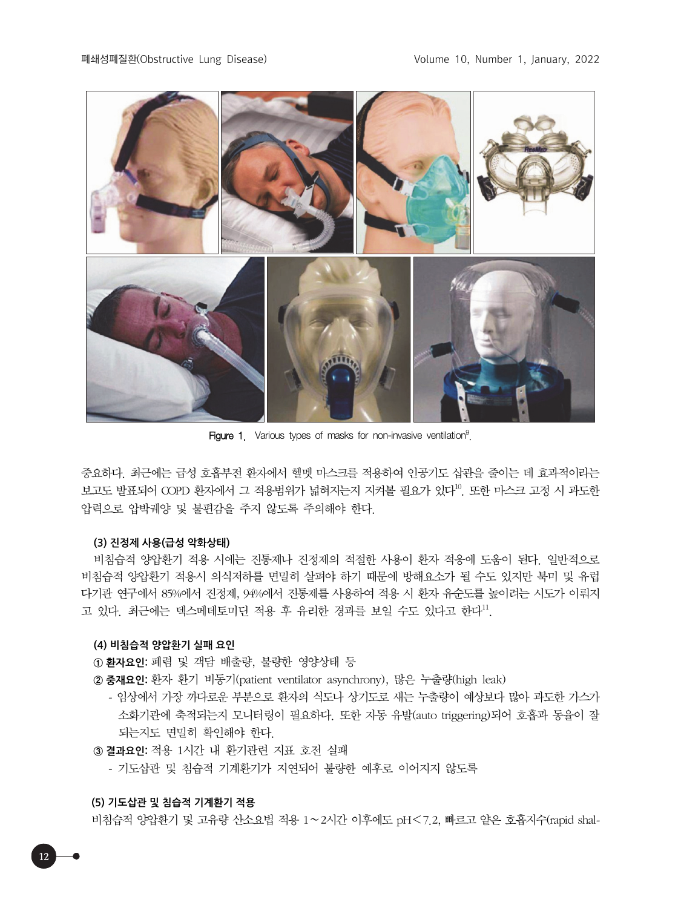Figure 1. Various types of masks for non-invasive ventilation[9].

중요하다. 최근에는 급성 호흡부전 환자에서 헬멧 마스크를 적용하여 인공기도 삽관을 줄이는 데 효과적이라는 보고도 발표되어 COPD 환자에서 그 적용범위가 넓혀지는지 지켜볼 필요가 있다[10]. 또한 마스크 고정 시 과도한 압력으로 압박궤양 및 불편감을 주지 않도록 주의해야 한다.

#### (3) 진정제 사용(급성 악화상태)

비침습적 양압환기 적용 시에는 진통제나 진정제의 적절한 사용이 환자 적응에 도움이 된다. 일반적으로 비침습적 양압환기 적용시 의식저하를 면밀히 살펴야 하기 때문에 방해요소가 될 수도 있지만 북미 및 유럽 다기관 연구에서 85%에서 진정제, 94%에서 진통제를 사용하여 적용 시 환자 유순도를 높이려는 시도가 이뤄지고 있다. 최근에는 덱스메데토미딘 적용 후 유리한 경과를 보일 수도 있다고 한다[11].

#### (4) 비침습적 양압환기 실패 요인

① **환자요인:** 폐렴 및 객담 배출량, 불량한 영양상태 등

② **중재요인:** 환자 환기 비동기(patient ventilator asynchrony), 많은 누출량(high leak)

- 임상에서 가장 까다로운 부분으로 환자의 식도나 상기도로 새는 누출량이 예상보다 많아 과도한 가스가 소화기관에 축적되는지 모니터링이 필요하다. 또한 자동 유발(auto triggering)되어 호흡과 동율이 잘 되는지도 면밀히 확인해야 한다.

③ **결과요인:** 적용 1시간 내 환기관련 지표 호전 실패

- 기도삽관 및 침습적 기계환기가 지연되어 불량한 예후로 이어지지 않도록

#### (5) 기도삽관 및 침습적 기계환기 적용

비침습적 양압환기 및 고유량 산소요법 적용 1～2시간 이후에도 pH＜7.2, 빠르고 얕은 호흡지수(rapid shal-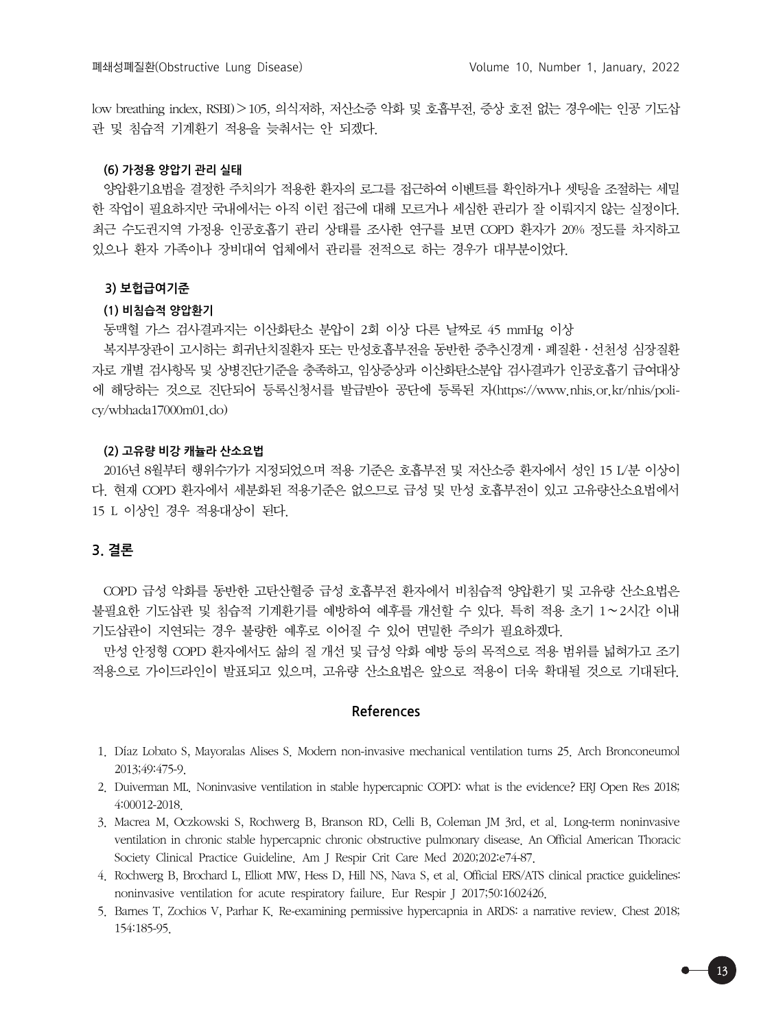low breathing index, RSBI) > 105, 의식저하, 저산소증 악화 및 호흡부전, 증상 호전 없는 경우에는 인공 기도삽관 및 침습적 기계환기 적용을 늦춰서는 안 되겠다.

#### (6) 가정용 양압기 관리 실태

양압환기요법을 결정한 주치의가 적용한 환자의 로그를 접근하여 이벤트를 확인하거나 셋팅을 조절하는 세밀한 작업이 필요하지만 국내에서는 아직 이런 접근에 대해 모르거나 세심한 관리가 잘 이뤄지지 않는 실정이다. 최근 수도권지역 가정용 인공호흡기 관리 상태를 조사한 연구를 보면 COPD 환자가 20% 정도를 차지하고 있으나 환자 가족이나 장비대여 업체에서 관리를 전적으로 하는 경우가 대부분이었다.

### 3) 보험급여기준

#### (1) 비침습적 양압환기

동맥혈 가스 검사결과지는 이산화탄소 분압이 2회 이상 다른 날짜로 45 mmHg 이상

복지부장관이 고시하는 희귀난치질환자 또는 만성호흡부전을 동반한 중추신경계 · 폐질환 · 선천성 심장질환자로 개별 검사항목 및 상병진단기준을 충족하고, 임상증상과 이산화탄소분압 검사결과가 인공호흡기 급여대상에 해당하는 것으로 진단되어 등록신청서를 발급받아 공단에 등록된 자(https://www.nhis.or.kr/nhis/policy/wbhada17000m01.do)

#### (2) 고유량 비강 캐뉼라 산소요법

2016년 8월부터 행위수가가 지정되었으며 적용 기준은 호흡부전 및 저산소증 환자에서 성인 15 L/분 이상이다. 현재 COPD 환자에서 세분화된 적용기준은 없으므로 급성 및 만성 호흡부전이 있고 고유량산소요법에서 15 L 이상인 경우 적용대상이 된다.

## 3. 결론

COPD 급성 악화를 동반한 고탄산혈증 급성 호흡부전 환자에서 비침습적 양압환기 및 고유량 산소요법은 불필요한 기도삽관 및 침습적 기계환기를 예방하여 예후를 개선할 수 있다. 특히 적용 초기 1～2시간 이내 기도삽관이 지연되는 경우 불량한 예후로 이어질 수 있어 면밀한 주의가 필요하겠다.

만성 안정형 COPD 환자에서도 삶의 질 개선 및 급성 악화 예방 등의 목적으로 적용 범위를 넓혀가고 조기 적용으로 가이드라인이 발표되고 있으며, 고유량 산소요법은 앞으로 적용이 더욱 확대될 것으로 기대된다.

## References

1. Díaz Lobato S, Mayoralas Alises S. Modern non-invasive mechanical ventilation turns 25. Arch Bronconeumol 2013;49:475-9.
2. Duiverman ML. Noninvasive ventilation in stable hypercapnic COPD: what is the evidence? ERJ Open Res 2018;4:00012-2018.
3. Macrea M, Oczkowski S, Rochwerg B, Branson RD, Celli B, Coleman JM 3rd, et al. Long-term noninvasive ventilation in chronic stable hypercapnic chronic obstructive pulmonary disease. An Official American Thoracic Society Clinical Practice Guideline. Am J Respir Crit Care Med 2020;202:e74-87.
4. Rochwerg B, Brochard L, Elliott MW, Hess D, Hill NS, Nava S, et al. Official ERS/ATS clinical practice guidelines: noninvasive ventilation for acute respiratory failure. Eur Respir J 2017;50:1602426.
5. Barnes T, Zochios V, Parhar K. Re-examining permissive hypercapnia in ARDS: a narrative review. Chest 2018;154:185-95.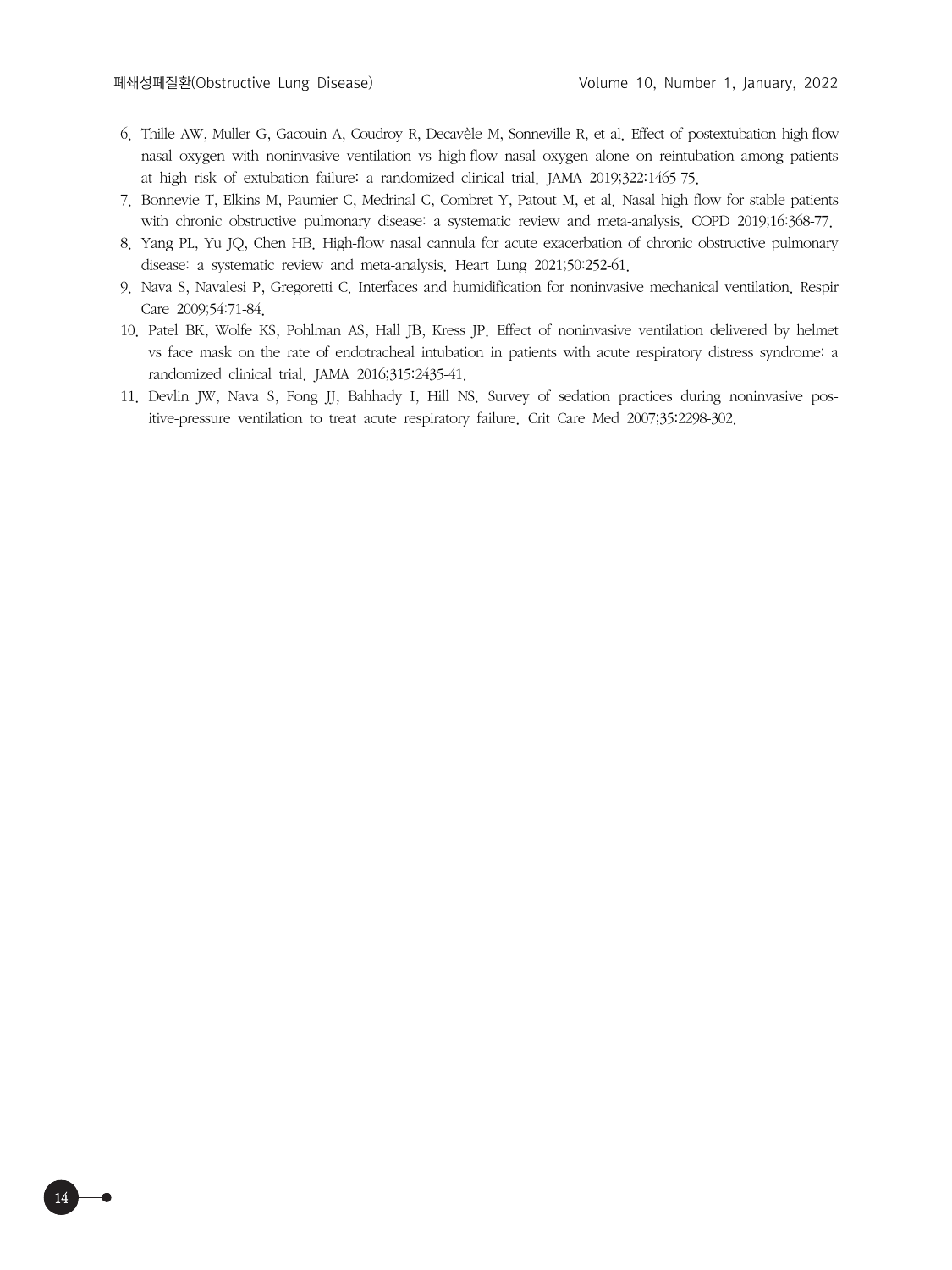6. Thille AW, Muller G, Gacouin A, Coudroy R, Decavèle M, Sonneville R, et al. Effect of postextubation high-flow nasal oxygen with noninvasive ventilation vs high-flow nasal oxygen alone on reintubation among patients at high risk of extubation failure: a randomized clinical trial. JAMA 2019;322:1465-75.
7. Bonnevie T, Elkins M, Paumier C, Medrinal C, Combret Y, Patout M, et al. Nasal high flow for stable patients with chronic obstructive pulmonary disease: a systematic review and meta-analysis. COPD 2019;16:368-77.
8. Yang PL, Yu JQ, Chen HB. High-flow nasal cannula for acute exacerbation of chronic obstructive pulmonary disease: a systematic review and meta-analysis. Heart Lung 2021;50:252-61.
9. Nava S, Navalesi P, Gregoretti C. Interfaces and humidification for noninvasive mechanical ventilation. Respir Care 2009;54:71-84.
10. Patel BK, Wolfe KS, Pohlman AS, Hall JB, Kress JP. Effect of noninvasive ventilation delivered by helmet vs face mask on the rate of endotracheal intubation in patients with acute respiratory distress syndrome: a randomized clinical trial. JAMA 2016;315:2435-41.
11. Devlin JW, Nava S, Fong JJ, Bahhady I, Hill NS. Survey of sedation practices during noninvasive positive-pressure ventilation to treat acute respiratory failure. Crit Care Med 2007;35:2298-302.